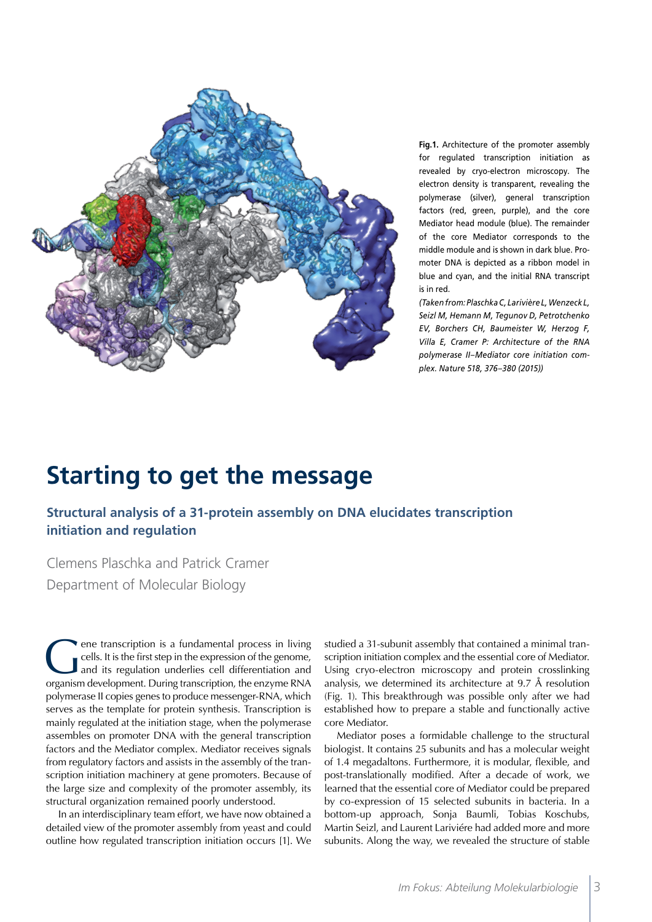**Fig.1.** Architecture of the promoter assembly for regulated transcription initiation as revealed by cryo-electron microscopy. The electron density is transparent, revealing the polymerase (silver), general transcription factors (red, green, purple), and the core Mediator head module (blue). The remainder of the core Mediator corresponds to the middle module and is shown in dark blue. Promoter DNA is depicted as a ribbon model in blue and cyan, and the initial RNA transcript is in red.

*(Taken from: Plaschka C, Larivière L, Wenzeck L, Seizl M, Hemann M, Tegunov D, Petrotchenko EV, Borchers CH, Baumeister W, Herzog F, Villa E, Cramer P: Architecture of the RNA polymerase II–Mediator core initiation complex. Nature 518, 376–380 (2015))*

# Starting to get the message

## Structural analysis of a 31-protein assembly on DNA elucidates transcription initiation and regulation

Clemens Plaschka and Patrick Cramer
Department of Molecular Biology

Gene transcription is a fundamental process in living cells. It is the first step in the expression of the genome, and its regulation underlies cell differentiation and organism development. During transcription, the enzyme RNA polymerase II copies genes to produce messenger-RNA, which serves as the template for protein synthesis. Transcription is mainly regulated at the initiation stage, when the polymerase assembles on promoter DNA with the general transcription factors and the Mediator complex. Mediator receives signals from regulatory factors and assists in the assembly of the transcription initiation machinery at gene promoters. Because of the large size and complexity of the promoter assembly, its structural organization remained poorly understood.

In an interdisciplinary team effort, we have now obtained a detailed view of the promoter assembly from yeast and could outline how regulated transcription initiation occurs [1]. We studied a 31-subunit assembly that contained a minimal transcription initiation complex and the essential core of Mediator. Using cryo-electron microscopy and protein crosslinking analysis, we determined its architecture at 9.7 Å resolution (Fig. 1). This breakthrough was possible only after we had established how to prepare a stable and functionally active core Mediator.

Mediator poses a formidable challenge to the structural biologist. It contains 25 subunits and has a molecular weight of 1.4 megadaltons. Furthermore, it is modular, flexible, and post-translationally modified. After a decade of work, we learned that the essential core of Mediator could be prepared by co-expression of 15 selected subunits in bacteria. In a bottom-up approach, Sonja Baumli, Tobias Koschubs, Martin Seizl, and Laurent Lariviére had added more and more subunits. Along the way, we revealed the structure of stable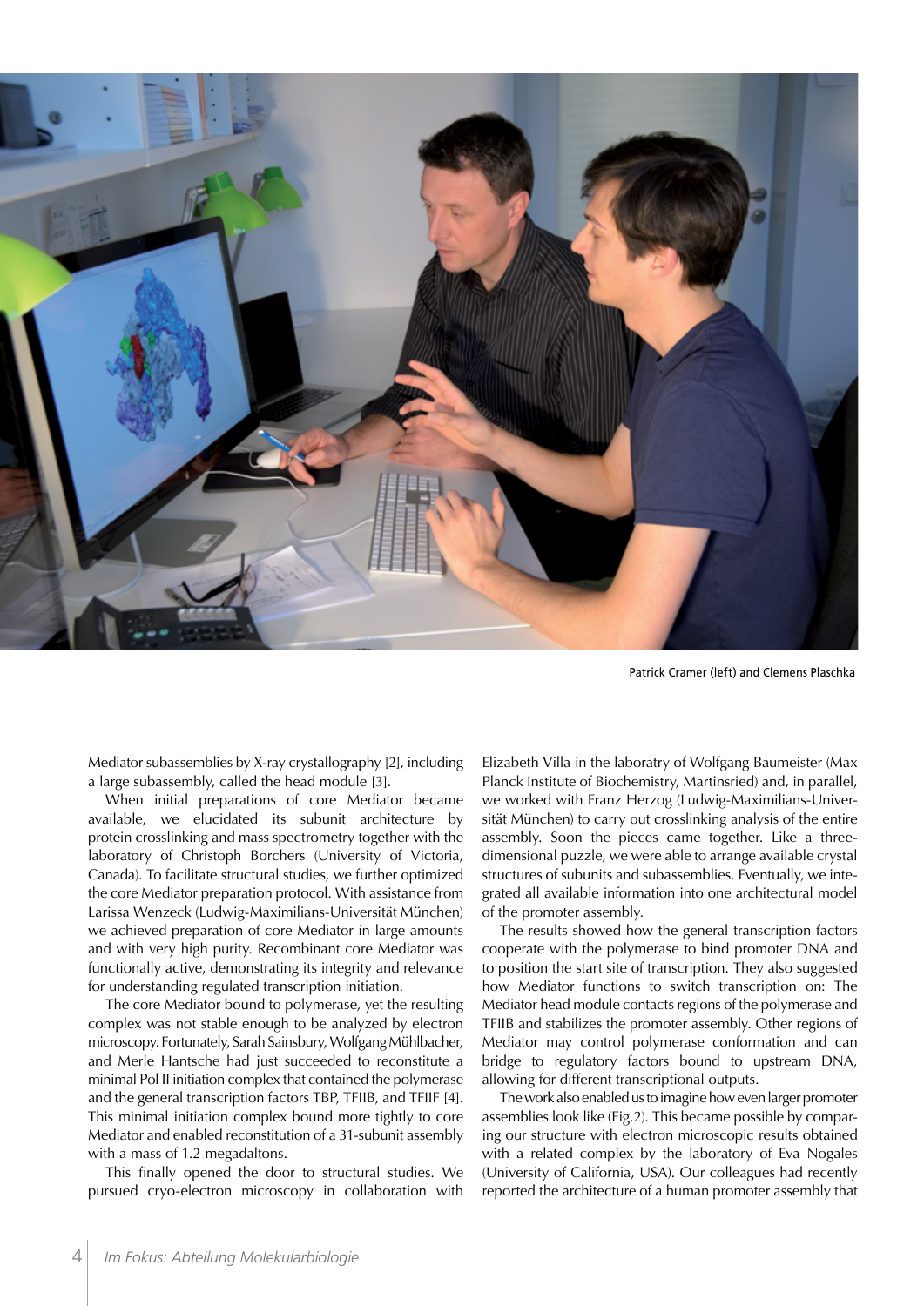Patrick Cramer (left) and Clemens Plaschka

Mediator subassemblies by X-ray crystallography [2], including a large subassembly, called the head module [3].

When initial preparations of core Mediator became available, we elucidated its subunit architecture by protein crosslinking and mass spectrometry together with the laboratory of Christoph Borchers (University of Victoria, Canada). To facilitate structural studies, we further optimized the core Mediator preparation protocol. With assistance from Larissa Wenzeck (Ludwig-Maximilians-Universität München) we achieved preparation of core Mediator in large amounts and with very high purity. Recombinant core Mediator was functionally active, demonstrating its integrity and relevance for understanding regulated transcription initiation.

The core Mediator bound to polymerase, yet the resulting complex was not stable enough to be analyzed by electron microscopy. Fortunately, Sarah Sainsbury, Wolfgang Mühlbacher, and Merle Hantsche had just succeeded to reconstitute a minimal Pol II initiation complex that contained the polymerase and the general transcription factors TBP, TFIIB, and TFIIF [4]. This minimal initiation complex bound more tightly to core Mediator and enabled reconstitution of a 31-subunit assembly with a mass of 1.2 megadaltons.

This finally opened the door to structural studies. We pursued cryo-electron microscopy in collaboration with Elizabeth Villa in the laboratry of Wolfgang Baumeister (Max Planck Institute of Biochemistry, Martinsried) and, in parallel, we worked with Franz Herzog (Ludwig-Maximilians-Universität München) to carry out crosslinking analysis of the entire assembly. Soon the pieces came together. Like a three-dimensional puzzle, we were able to arrange available crystal structures of subunits and subassemblies. Eventually, we integrated all available information into one architectural model of the promoter assembly.

The results showed how the general transcription factors cooperate with the polymerase to bind promoter DNA and to position the start site of transcription. They also suggested how Mediator functions to switch transcription on: The Mediator head module contacts regions of the polymerase and TFIIB and stabilizes the promoter assembly. Other regions of Mediator may control polymerase conformation and can bridge to regulatory factors bound to upstream DNA, allowing for different transcriptional outputs.

The work also enabled us to imagine how even larger promoter assemblies look like (Fig.2). This became possible by comparing our structure with electron microscopic results obtained with a related complex by the laboratory of Eva Nogales (University of California, USA). Our colleagues had recently reported the architecture of a human promoter assembly that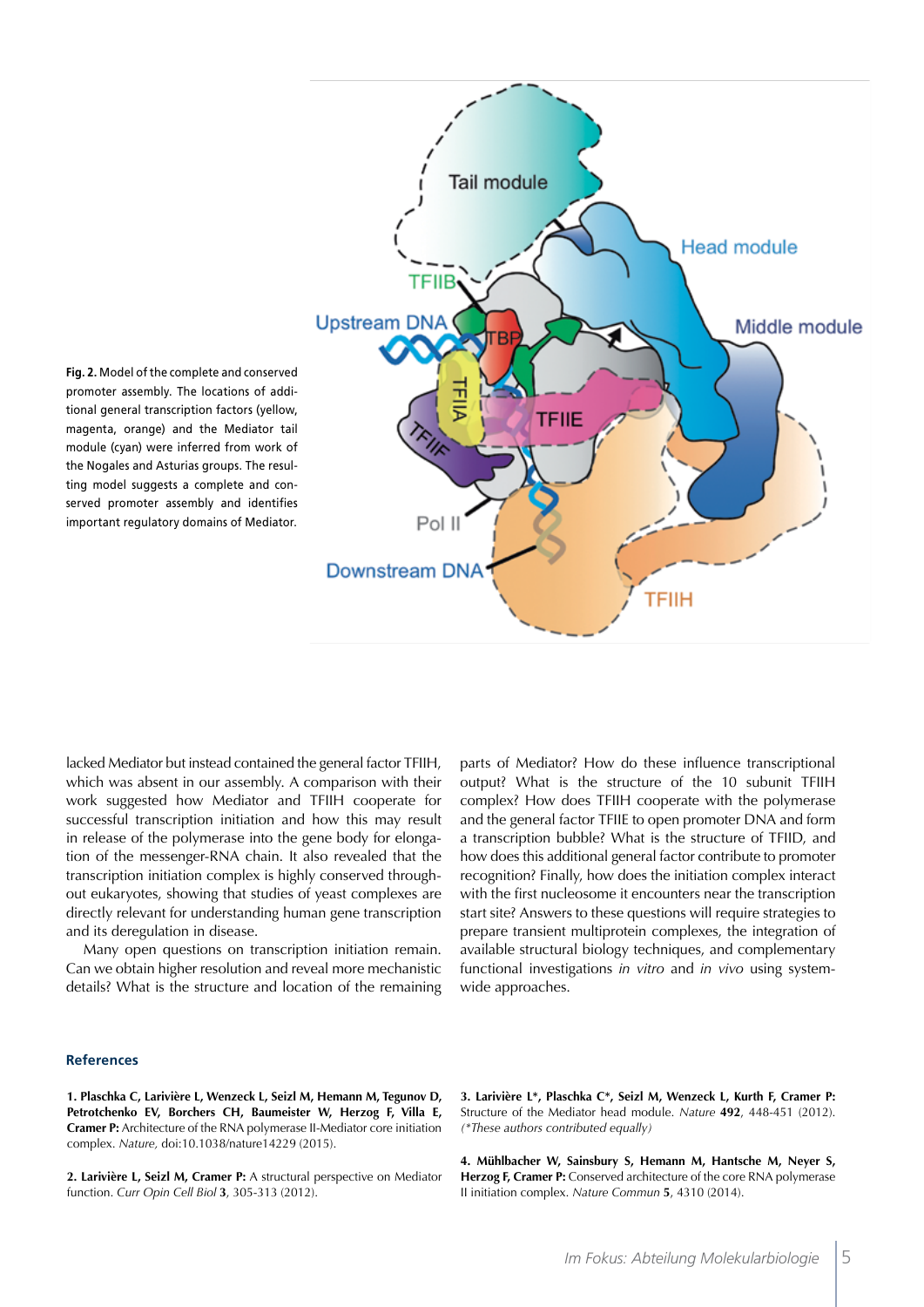Tail module

Head module

TFIIB

Upstream DNA

Middle module

TBP

TFIIA

TFIIE

TFIIF

Pol II

Downstream DNA

TFIIH

**Fig. 2.** Model of the complete and conserved promoter assembly. The locations of additional general transcription factors (yellow, magenta, orange) and the Mediator tail module (cyan) were inferred from work of the Nogales and Asturias groups. The resulting model suggests a complete and conserved promoter assembly and identifies important regulatory domains of Mediator.

lacked Mediator but instead contained the general factor TFIIH, which was absent in our assembly. A comparison with their work suggested how Mediator and TFIIH cooperate for successful transcription initiation and how this may result in release of the polymerase into the gene body for elongation of the messenger-RNA chain. It also revealed that the transcription initiation complex is highly conserved throughout eukaryotes, showing that studies of yeast complexes are directly relevant for understanding human gene transcription and its deregulation in disease.

Many open questions on transcription initiation remain. Can we obtain higher resolution and reveal more mechanistic details? What is the structure and location of the remaining parts of Mediator? How do these influence transcriptional output? What is the structure of the 10 subunit TFIIH complex? How does TFIIH cooperate with the polymerase and the general factor TFIIE to open promoter DNA and form a transcription bubble? What is the structure of TFIID, and how does this additional general factor contribute to promoter recognition? Finally, how does the initiation complex interact with the first nucleosome it encounters near the transcription start site? Answers to these questions will require strategies to prepare transient multiprotein complexes, the integration of available structural biology techniques, and complementary functional investigations *in vitro* and *in vivo* using system-wide approaches.

### References

1. **Plaschka C, Larivière L, Wenzeck L, Seizl M, Hemann M, Tegunov D, Petrotchenko EV, Borchers CH, Baumeister W, Herzog F, Villa E, Cramer P:** Architecture of the RNA polymerase II-Mediator core initiation complex. *Nature*, doi:10.1038/nature14229 (2015).

2. **Larivière L, Seizl M, Cramer P:** A structural perspective on Mediator function. *Curr Opin Cell Biol* **3**, 305-313 (2012).

3. **Larivière L*, Plaschka C*, Seizl M, Wenzeck L, Kurth F, Cramer P:** Structure of the Mediator head module. *Nature* **492**, 448-451 (2012). *(*These authors contributed equally)*

4. **Mühlbacher W, Sainsbury S, Hemann M, Hantsche M, Neyer S, Herzog F, Cramer P:** Conserved architecture of the core RNA polymerase II initiation complex. *Nature Commun* **5**, 4310 (2014).